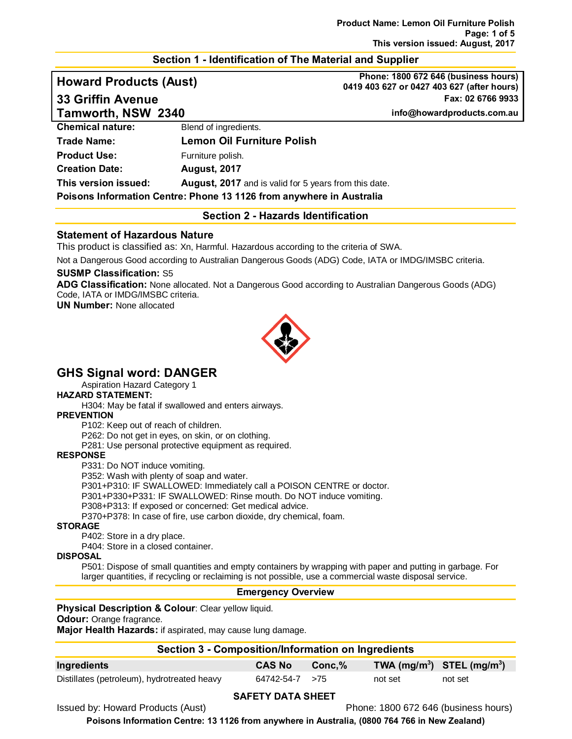## Section 1 - Identification of The Material and Supplier

**Howard Products (Aust)**
**33 Griffin Avenue**
**Tamworth, NSW 2340**

**Phone: 1800 672 646 (business hours)**
**0419 403 627 or 0427 403 627 (after hours)**
**Fax: 02 6766 9933**
**info@howardproducts.com.au**

**Chemical nature:** Blend of ingredients.

**Trade Name:** **Lemon Oil Furniture Polish**

**Product Use:** Furniture polish.

**Creation Date:** **August, 2017**

**This version issued:** **August, 2017** and is valid for 5 years from this date.

**Poisons Information Centre: Phone 13 1126 from anywhere in Australia**

## Section 2 - Hazards Identification

### Statement of Hazardous Nature

This product is classified as: Xn, Harmful. Hazardous according to the criteria of SWA.

Not a Dangerous Good according to Australian Dangerous Goods (ADG) Code, IATA or IMDG/IMSBC criteria.

**SUSMP Classification:** S5

**ADG Classification:** None allocated. Not a Dangerous Good according to Australian Dangerous Goods (ADG) Code, IATA or IMDG/IMSBC criteria.

**UN Number:** None allocated

## GHS Signal word: DANGER

Aspiration Hazard Category 1

**HAZARD STATEMENT:**

H304: May be fatal if swallowed and enters airways.

**PREVENTION**

P102: Keep out of reach of children.
P262: Do not get in eyes, on skin, or on clothing.
P281: Use personal protective equipment as required.

**RESPONSE**

P331: Do NOT induce vomiting.
P352: Wash with plenty of soap and water.
P301+P310: IF SWALLOWED: Immediately call a POISON CENTRE or doctor.
P301+P330+P331: IF SWALLOWED: Rinse mouth. Do NOT induce vomiting.
P308+P313: If exposed or concerned: Get medical advice.
P370+P378: In case of fire, use carbon dioxide, dry chemical, foam.

**STORAGE**

P402: Store in a dry place.
P404: Store in a closed container.

**DISPOSAL**

P501: Dispose of small quantities and empty containers by wrapping with paper and putting in garbage. For larger quantities, if recycling or reclaiming is not possible, use a commercial waste disposal service.

### Emergency Overview

**Physical Description & Colour**: Clear yellow liquid.
**Odour:** Orange fragrance.
**Major Health Hazards:** if aspirated, may cause lung damage.

## Section 3 - Composition/Information on Ingredients

| Ingredients | CAS No | Conc,% | TWA (mg/m$^3$) | STEL (mg/m$^3$) |
|---|---|---|---|---|
| Distillates (petroleum), hydrotreated heavy | 64742-54-7 | >75 | not set | not set |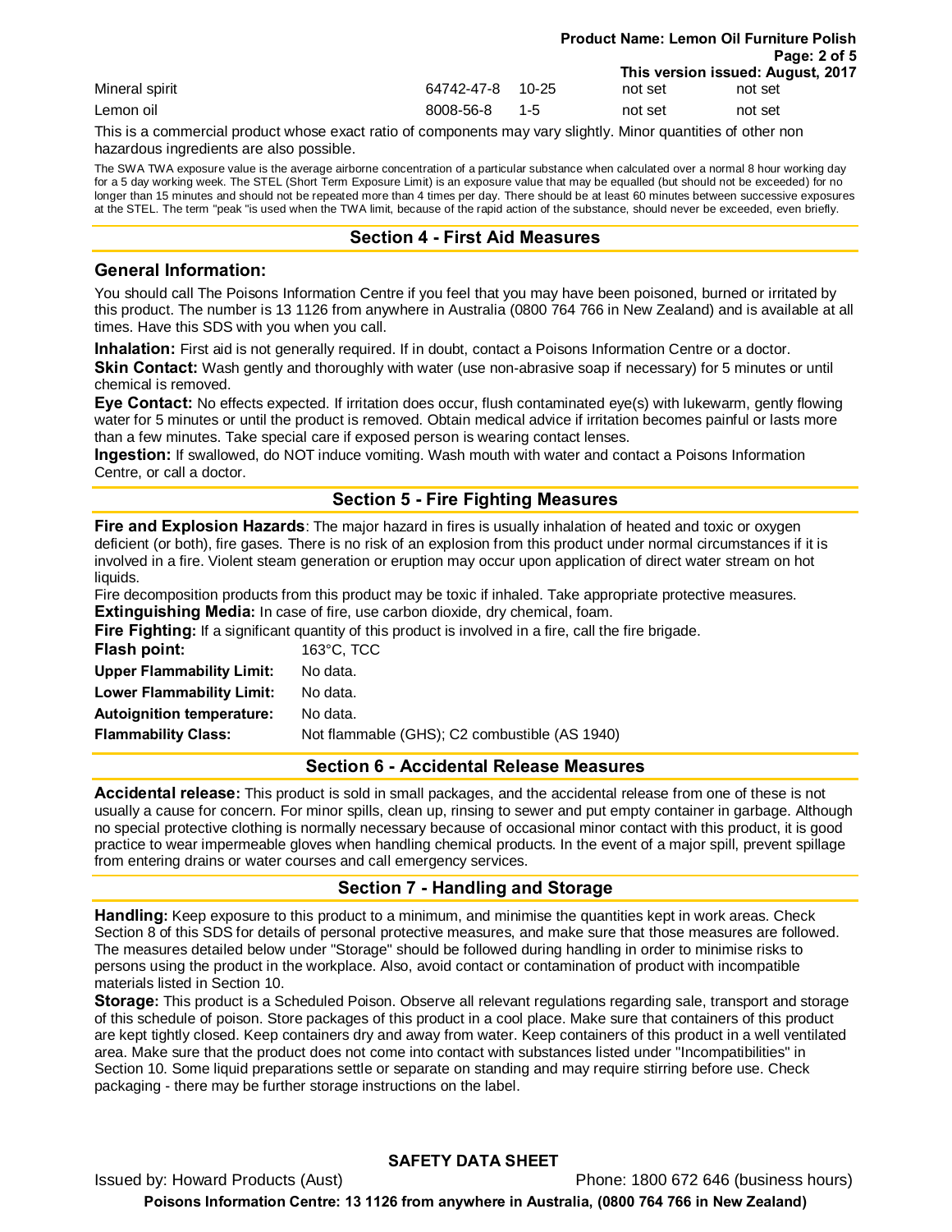| | | | | |
|---|---|---|---|---|
| Mineral spirit | 64742-47-8 | 10-25 | not set | not set |
| Lemon oil | 8008-56-8 | 1-5 | not set | not set |

This is a commercial product whose exact ratio of components may vary slightly. Minor quantities of other non hazardous ingredients are also possible.

The SWA TWA exposure value is the average airborne concentration of a particular substance when calculated over a normal 8 hour working day for a 5 day working week. The STEL (Short Term Exposure Limit) is an exposure value that may be equalled (but should not be exceeded) for no longer than 15 minutes and should not be repeated more than 4 times per day. There should be at least 60 minutes between successive exposures at the STEL. The term "peak "is used when the TWA limit, because of the rapid action of the substance, should never be exceeded, even briefly.

## Section 4 - First Aid Measures

### General Information:

You should call The Poisons Information Centre if you feel that you may have been poisoned, burned or irritated by this product. The number is 13 1126 from anywhere in Australia (0800 764 766 in New Zealand) and is available at all times. Have this SDS with you when you call.

**Inhalation:** First aid is not generally required. If in doubt, contact a Poisons Information Centre or a doctor.

**Skin Contact:** Wash gently and thoroughly with water (use non-abrasive soap if necessary) for 5 minutes or until chemical is removed.

**Eye Contact:** No effects expected. If irritation does occur, flush contaminated eye(s) with lukewarm, gently flowing water for 5 minutes or until the product is removed. Obtain medical advice if irritation becomes painful or lasts more than a few minutes. Take special care if exposed person is wearing contact lenses.

**Ingestion:** If swallowed, do NOT induce vomiting. Wash mouth with water and contact a Poisons Information Centre, or call a doctor.

## Section 5 - Fire Fighting Measures

**Fire and Explosion Hazards**: The major hazard in fires is usually inhalation of heated and toxic or oxygen deficient (or both), fire gases. There is no risk of an explosion from this product under normal circumstances if it is involved in a fire. Violent steam generation or eruption may occur upon application of direct water stream on hot liquids.

Fire decomposition products from this product may be toxic if inhaled. Take appropriate protective measures.

**Extinguishing Media:** In case of fire, use carbon dioxide, dry chemical, foam.

**Fire Fighting:** If a significant quantity of this product is involved in a fire, call the fire brigade.

| | |
|---|---|
| **Flash point:** | 163°C, TCC |
| **Upper Flammability Limit:** | No data. |
| **Lower Flammability Limit:** | No data. |
| **Autoignition temperature:** | No data. |
| **Flammability Class:** | Not flammable (GHS); C2 combustible (AS 1940) |

## Section 6 - Accidental Release Measures

**Accidental release:** This product is sold in small packages, and the accidental release from one of these is not usually a cause for concern. For minor spills, clean up, rinsing to sewer and put empty container in garbage. Although no special protective clothing is normally necessary because of occasional minor contact with this product, it is good practice to wear impermeable gloves when handling chemical products. In the event of a major spill, prevent spillage from entering drains or water courses and call emergency services.

## Section 7 - Handling and Storage

**Handling:** Keep exposure to this product to a minimum, and minimise the quantities kept in work areas. Check Section 8 of this SDS for details of personal protective measures, and make sure that those measures are followed. The measures detailed below under "Storage" should be followed during handling in order to minimise risks to persons using the product in the workplace. Also, avoid contact or contamination of product with incompatible materials listed in Section 10.

**Storage:** This product is a Scheduled Poison. Observe all relevant regulations regarding sale, transport and storage of this schedule of poison. Store packages of this product in a cool place. Make sure that containers of this product are kept tightly closed. Keep containers dry and away from water. Keep containers of this product in a well ventilated area. Make sure that the product does not come into contact with substances listed under "Incompatibilities" in Section 10. Some liquid preparations settle or separate on standing and may require stirring before use. Check packaging - there may be further storage instructions on the label.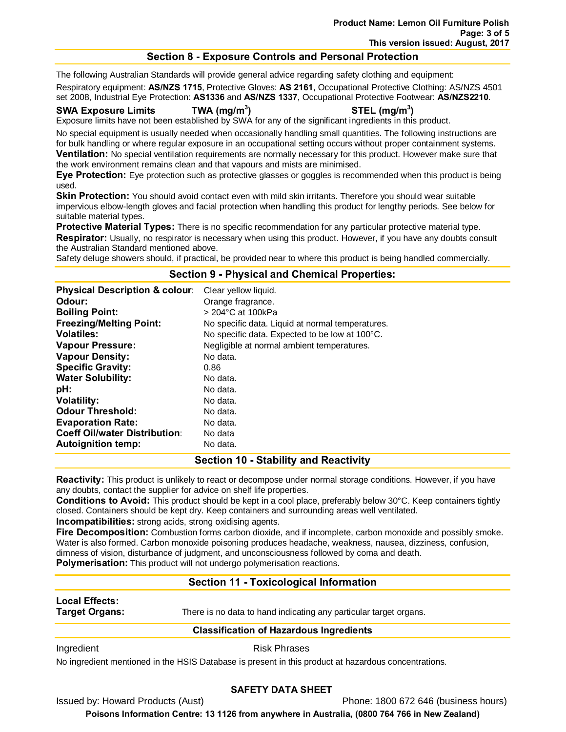## Section 8 - Exposure Controls and Personal Protection

The following Australian Standards will provide general advice regarding safety clothing and equipment:

Respiratory equipment: **AS/NZS 1715**, Protective Gloves: **AS 2161**, Occupational Protective Clothing: AS/NZS 4501 set 2008, Industrial Eye Protection: **AS1336** and **AS/NZS 1337**, Occupational Protective Footwear: **AS/NZS2210**.

**SWA Exposure Limits** **TWA ($mg/m^3$)** **STEL ($mg/m^3$)**

Exposure limits have not been established by SWA for any of the significant ingredients in this product.

No special equipment is usually needed when occasionally handling small quantities. The following instructions are for bulk handling or where regular exposure in an occupational setting occurs without proper containment systems.

**Ventilation:** No special ventilation requirements are normally necessary for this product. However make sure that the work environment remains clean and that vapours and mists are minimised.

**Eye Protection:** Eye protection such as protective glasses or goggles is recommended when this product is being used.

**Skin Protection:** You should avoid contact even with mild skin irritants. Therefore you should wear suitable impervious elbow-length gloves and facial protection when handling this product for lengthy periods. See below for suitable material types.

**Protective Material Types:** There is no specific recommendation for any particular protective material type.

**Respirator:** Usually, no respirator is necessary when using this product. However, if you have any doubts consult the Australian Standard mentioned above.

Safety deluge showers should, if practical, be provided near to where this product is being handled commercially.

## Section 9 - Physical and Chemical Properties:

| | |
|---|---|
| **Physical Description & colour**: | Clear yellow liquid. |
| **Odour:** | Orange fragrance. |
| **Boiling Point:** | > 204°C at 100kPa |
| **Freezing/Melting Point:** | No specific data. Liquid at normal temperatures. |
| **Volatiles:** | No specific data. Expected to be low at 100°C. |
| **Vapour Pressure:** | Negligible at normal ambient temperatures. |
| **Vapour Density:** | No data. |
| **Specific Gravity:** | 0.86 |
| **Water Solubility:** | No data. |
| **pH:** | No data. |
| **Volatility:** | No data. |
| **Odour Threshold:** | No data. |
| **Evaporation Rate:** | No data. |
| **Coeff Oil/water Distribution**: | No data |
| **Autoignition temp:** | No data. |

## Section 10 - Stability and Reactivity

**Reactivity:** This product is unlikely to react or decompose under normal storage conditions. However, if you have any doubts, contact the supplier for advice on shelf life properties.

**Conditions to Avoid:** This product should be kept in a cool place, preferably below 30°C. Keep containers tightly closed. Containers should be kept dry. Keep containers and surrounding areas well ventilated.

**Incompatibilities:** strong acids, strong oxidising agents.

**Fire Decomposition:** Combustion forms carbon dioxide, and if incomplete, carbon monoxide and possibly smoke. Water is also formed. Carbon monoxide poisoning produces headache, weakness, nausea, dizziness, confusion, dimness of vision, disturbance of judgment, and unconsciousness followed by coma and death.

**Polymerisation:** This product will not undergo polymerisation reactions.

## Section 11 - Toxicological Information

**Local Effects:**

**Target Organs:** There is no data to hand indicating any particular target organs.

### Classification of Hazardous Ingredients

Ingredient Risk Phrases

No ingredient mentioned in the HSIS Database is present in this product at hazardous concentrations.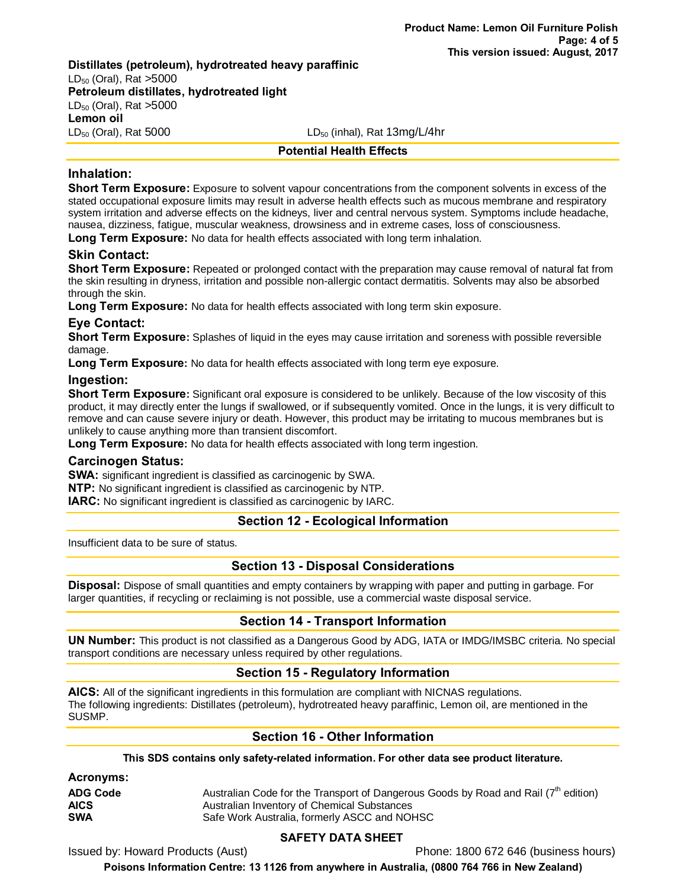**Distillates (petroleum), hydrotreated heavy paraffinic**

$LD_{50}$ (Oral), Rat >5000

**Petroleum distillates, hydrotreated light**

$LD_{50}$ (Oral), Rat >5000

**Lemon oil**

$LD_{50}$ (Oral), Rat 5000 $LD_{50}$ (inhal), Rat 13mg/L/4hr

## Potential Health Effects

### Inhalation:

**Short Term Exposure:** Exposure to solvent vapour concentrations from the component solvents in excess of the stated occupational exposure limits may result in adverse health effects such as mucous membrane and respiratory system irritation and adverse effects on the kidneys, liver and central nervous system. Symptoms include headache, nausea, dizziness, fatigue, muscular weakness, drowsiness and in extreme cases, loss of consciousness.

**Long Term Exposure:** No data for health effects associated with long term inhalation.

### Skin Contact:

**Short Term Exposure:** Repeated or prolonged contact with the preparation may cause removal of natural fat from the skin resulting in dryness, irritation and possible non-allergic contact dermatitis. Solvents may also be absorbed through the skin.

**Long Term Exposure:** No data for health effects associated with long term skin exposure.

### Eye Contact:

**Short Term Exposure:** Splashes of liquid in the eyes may cause irritation and soreness with possible reversible damage.

**Long Term Exposure:** No data for health effects associated with long term eye exposure.

### Ingestion:

**Short Term Exposure:** Significant oral exposure is considered to be unlikely. Because of the low viscosity of this product, it may directly enter the lungs if swallowed, or if subsequently vomited. Once in the lungs, it is very difficult to remove and can cause severe injury or death. However, this product may be irritating to mucous membranes but is unlikely to cause anything more than transient discomfort.

**Long Term Exposure:** No data for health effects associated with long term ingestion.

### Carcinogen Status:

**SWA:** significant ingredient is classified as carcinogenic by SWA.

**NTP:** No significant ingredient is classified as carcinogenic by NTP.

**IARC:** No significant ingredient is classified as carcinogenic by IARC.

## Section 12 - Ecological Information

Insufficient data to be sure of status.

## Section 13 - Disposal Considerations

**Disposal:** Dispose of small quantities and empty containers by wrapping with paper and putting in garbage. For larger quantities, if recycling or reclaiming is not possible, use a commercial waste disposal service.

## Section 14 - Transport Information

**UN Number:** This product is not classified as a Dangerous Good by ADG, IATA or IMDG/IMSBC criteria. No special transport conditions are necessary unless required by other regulations.

## Section 15 - Regulatory Information

**AICS:** All of the significant ingredients in this formulation are compliant with NICNAS regulations.
The following ingredients: Distillates (petroleum), hydrotreated heavy paraffinic, Lemon oil, are mentioned in the SUSMP.

## Section 16 - Other Information

**This SDS contains only safety-related information. For other data see product literature.**

### Acronyms:

| | |
|---|---|
| **ADG Code** | Australian Code for the Transport of Dangerous Goods by Road and Rail (7th edition) |
| **AICS** | Australian Inventory of Chemical Substances |
| **SWA** | Safe Work Australia, formerly ASCC and NOHSC |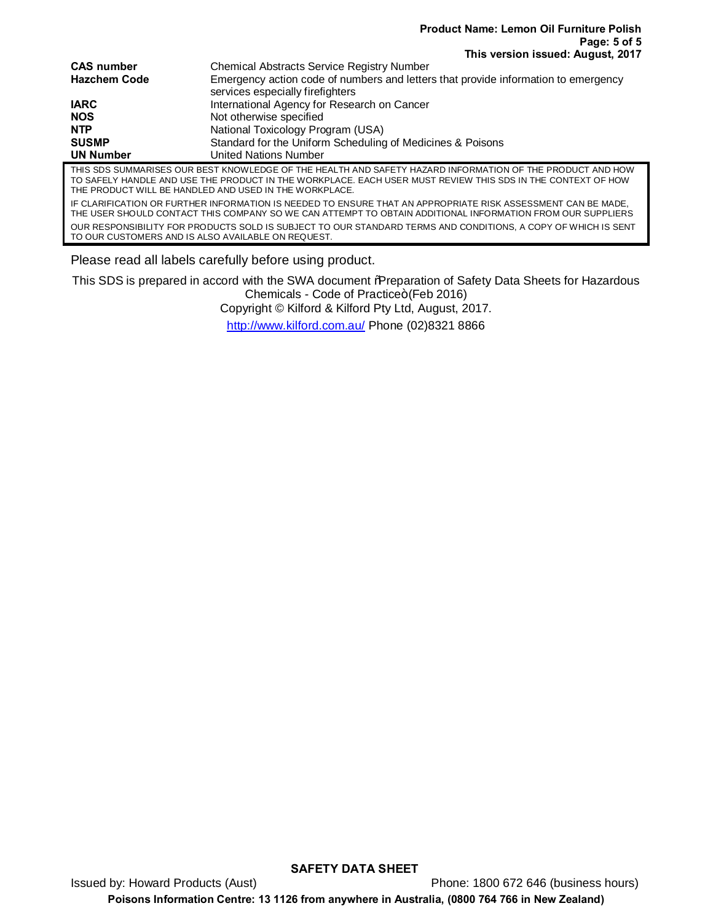| | |
|---|---|
| **CAS number** | Chemical Abstracts Service Registry Number |
| **Hazchem Code** | Emergency action code of numbers and letters that provide information to emergency services especially firefighters |
| **IARC** | International Agency for Research on Cancer |
| **NOS** | Not otherwise specified |
| **NTP** | National Toxicology Program (USA) |
| **SUSMP** | Standard for the Uniform Scheduling of Medicines & Poisons |
| **UN Number** | United Nations Number |

THIS SDS SUMMARISES OUR BEST KNOWLEDGE OF THE HEALTH AND SAFETY HAZARD INFORMATION OF THE PRODUCT AND HOW TO SAFELY HANDLE AND USE THE PRODUCT IN THE WORKPLACE. EACH USER MUST REVIEW THIS SDS IN THE CONTEXT OF HOW THE PRODUCT WILL BE HANDLED AND USED IN THE WORKPLACE.

IF CLARIFICATION OR FURTHER INFORMATION IS NEEDED TO ENSURE THAT AN APPROPRIATE RISK ASSESSMENT CAN BE MADE, THE USER SHOULD CONTACT THIS COMPANY SO WE CAN ATTEMPT TO OBTAIN ADDITIONAL INFORMATION FROM OUR SUPPLIERS

OUR RESPONSIBILITY FOR PRODUCTS SOLD IS SUBJECT TO OUR STANDARD TERMS AND CONDITIONS, A COPY OF WHICH IS SENT TO OUR CUSTOMERS AND IS ALSO AVAILABLE ON REQUEST.

Please read all labels carefully before using product.

This SDS is prepared in accord with the SWA document "Preparation of Safety Data Sheets for Hazardous Chemicals - Code of Practice" (Feb 2016)

Copyright © Kilford & Kilford Pty Ltd, August, 2017.

http://www.kilford.com.au/ Phone (02)8321 8866